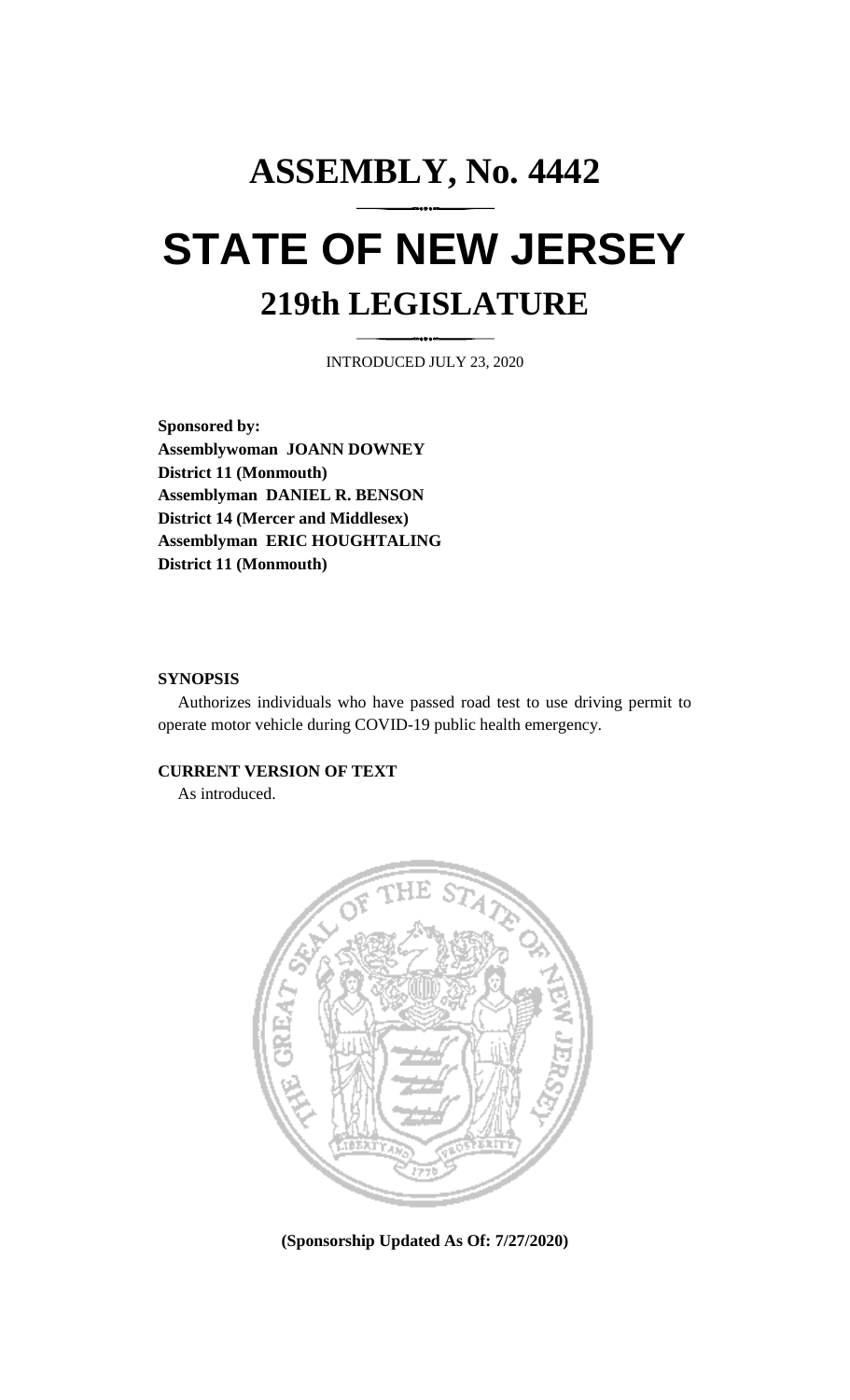# ASSEMBLY, No. 4442

# STATE OF NEW JERSEY

## 219th LEGISLATURE

INTRODUCED JULY 23, 2020

**Sponsored by:**
**Assemblywoman JOANN DOWNEY**
**District 11 (Monmouth)**
**Assemblyman DANIEL R. BENSON**
**District 14 (Mercer and Middlesex)**
**Assemblyman ERIC HOUGHTALING**
**District 11 (Monmouth)**

**SYNOPSIS**

Authorizes individuals who have passed road test to use driving permit to operate motor vehicle during COVID-19 public health emergency.

**CURRENT VERSION OF TEXT**

As introduced.

**(Sponsorship Updated As Of: 7/27/2020)**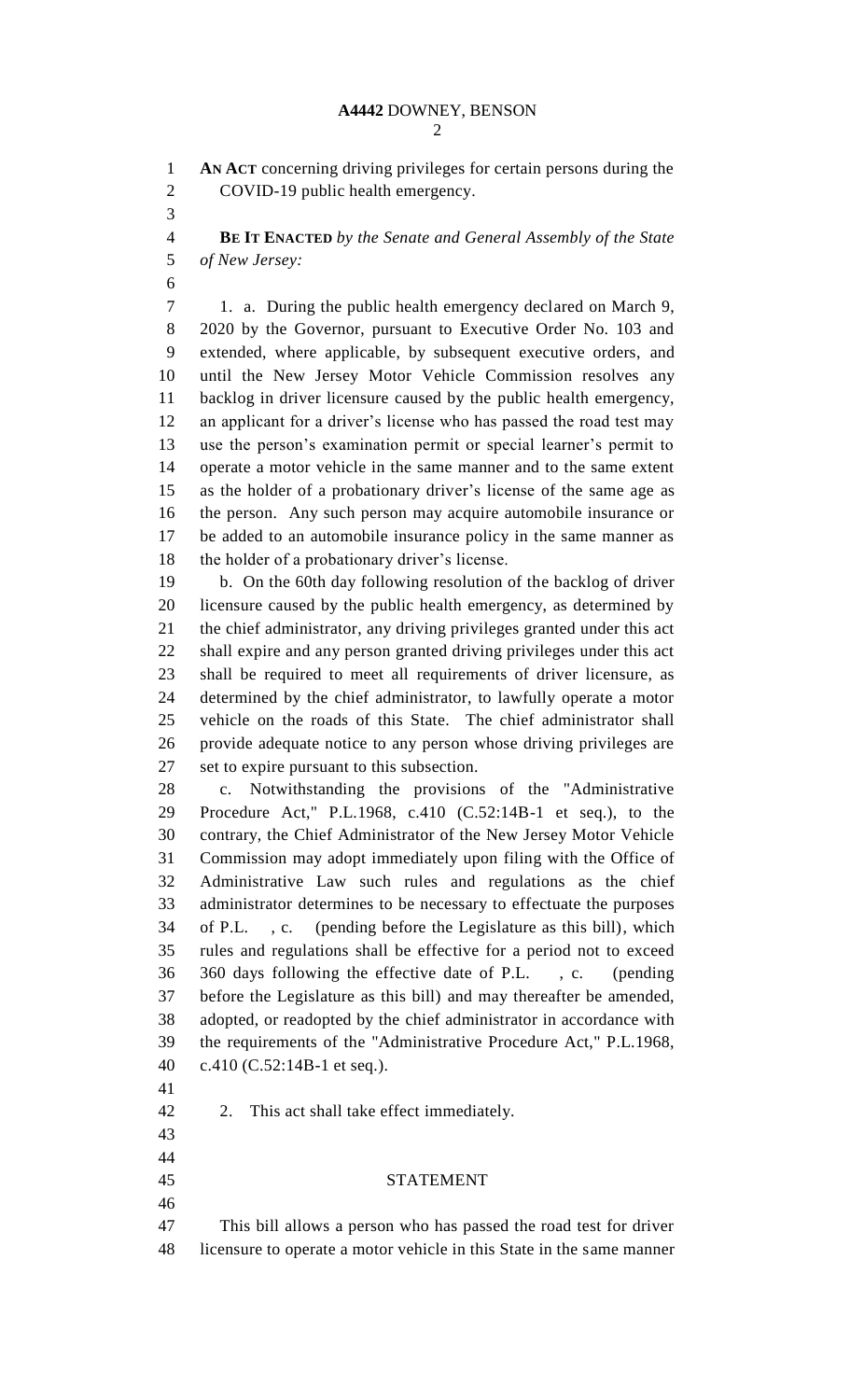**AN ACT** concerning driving privileges for certain persons during the COVID-19 public health emergency.

**BE IT ENACTED** *by the Senate and General Assembly of the State of New Jersey:*

1. a. During the public health emergency declared on March 9, 2020 by the Governor, pursuant to Executive Order No. 103 and extended, where applicable, by subsequent executive orders, and until the New Jersey Motor Vehicle Commission resolves any backlog in driver licensure caused by the public health emergency, an applicant for a driver's license who has passed the road test may use the person's examination permit or special learner's permit to operate a motor vehicle in the same manner and to the same extent as the holder of a probationary driver's license of the same age as the person. Any such person may acquire automobile insurance or be added to an automobile insurance policy in the same manner as the holder of a probationary driver's license.

b. On the 60th day following resolution of the backlog of driver licensure caused by the public health emergency, as determined by the chief administrator, any driving privileges granted under this act shall expire and any person granted driving privileges under this act shall be required to meet all requirements of driver licensure, as determined by the chief administrator, to lawfully operate a motor vehicle on the roads of this State. The chief administrator shall provide adequate notice to any person whose driving privileges are set to expire pursuant to this subsection.

c. Notwithstanding the provisions of the "Administrative Procedure Act," P.L.1968, c.410 (C.52:14B-1 et seq.), to the contrary, the Chief Administrator of the New Jersey Motor Vehicle Commission may adopt immediately upon filing with the Office of Administrative Law such rules and regulations as the chief administrator determines to be necessary to effectuate the purposes of P.L. , c. (pending before the Legislature as this bill), which rules and regulations shall be effective for a period not to exceed 360 days following the effective date of P.L. , c. (pending before the Legislature as this bill) and may thereafter be amended, adopted, or readopted by the chief administrator in accordance with the requirements of the "Administrative Procedure Act," P.L.1968, c.410 (C.52:14B-1 et seq.).

2. This act shall take effect immediately.

## STATEMENT

This bill allows a person who has passed the road test for driver licensure to operate a motor vehicle in this State in the same manner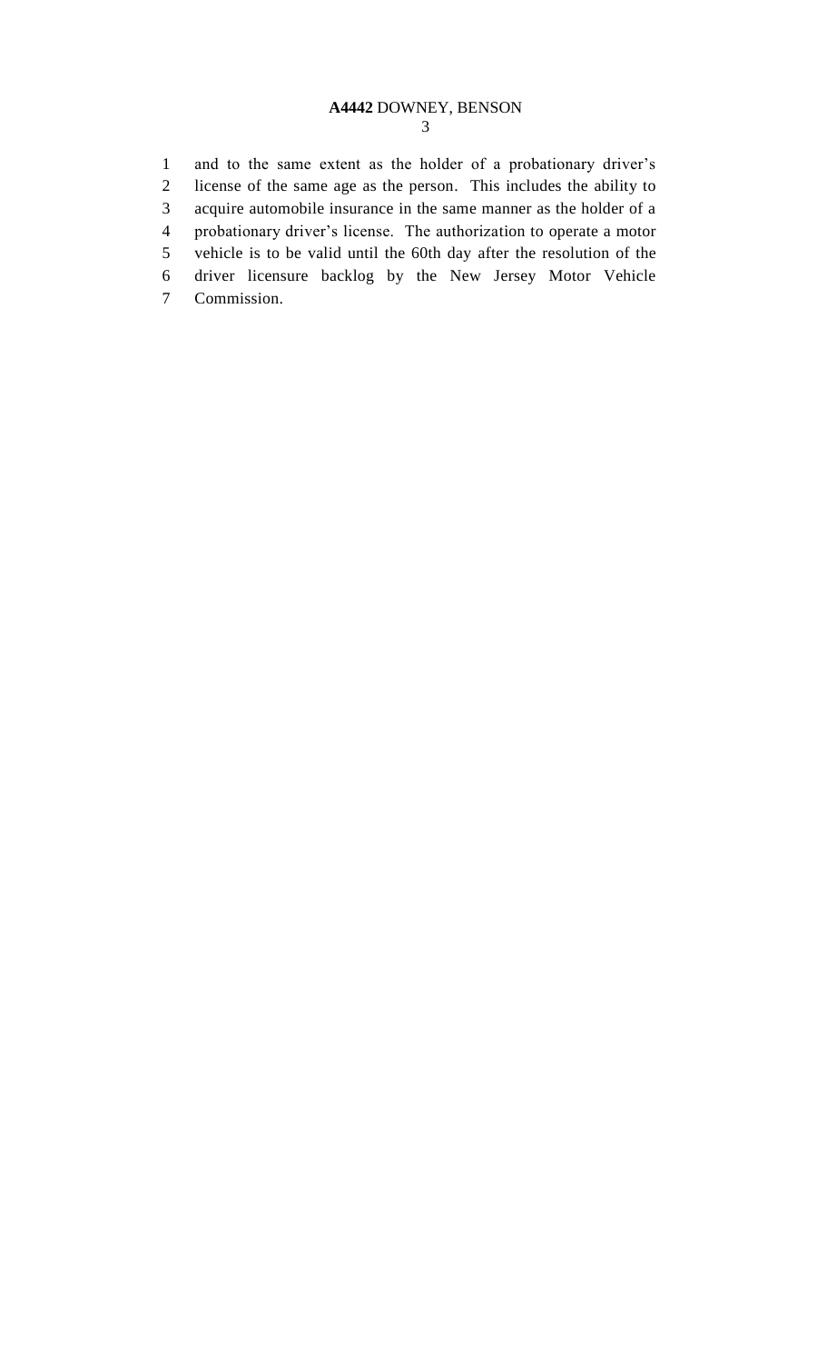and to the same extent as the holder of a probationary driver's license of the same age as the person. This includes the ability to acquire automobile insurance in the same manner as the holder of a probationary driver's license. The authorization to operate a motor vehicle is to be valid until the 60th day after the resolution of the driver licensure backlog by the New Jersey Motor Vehicle Commission.